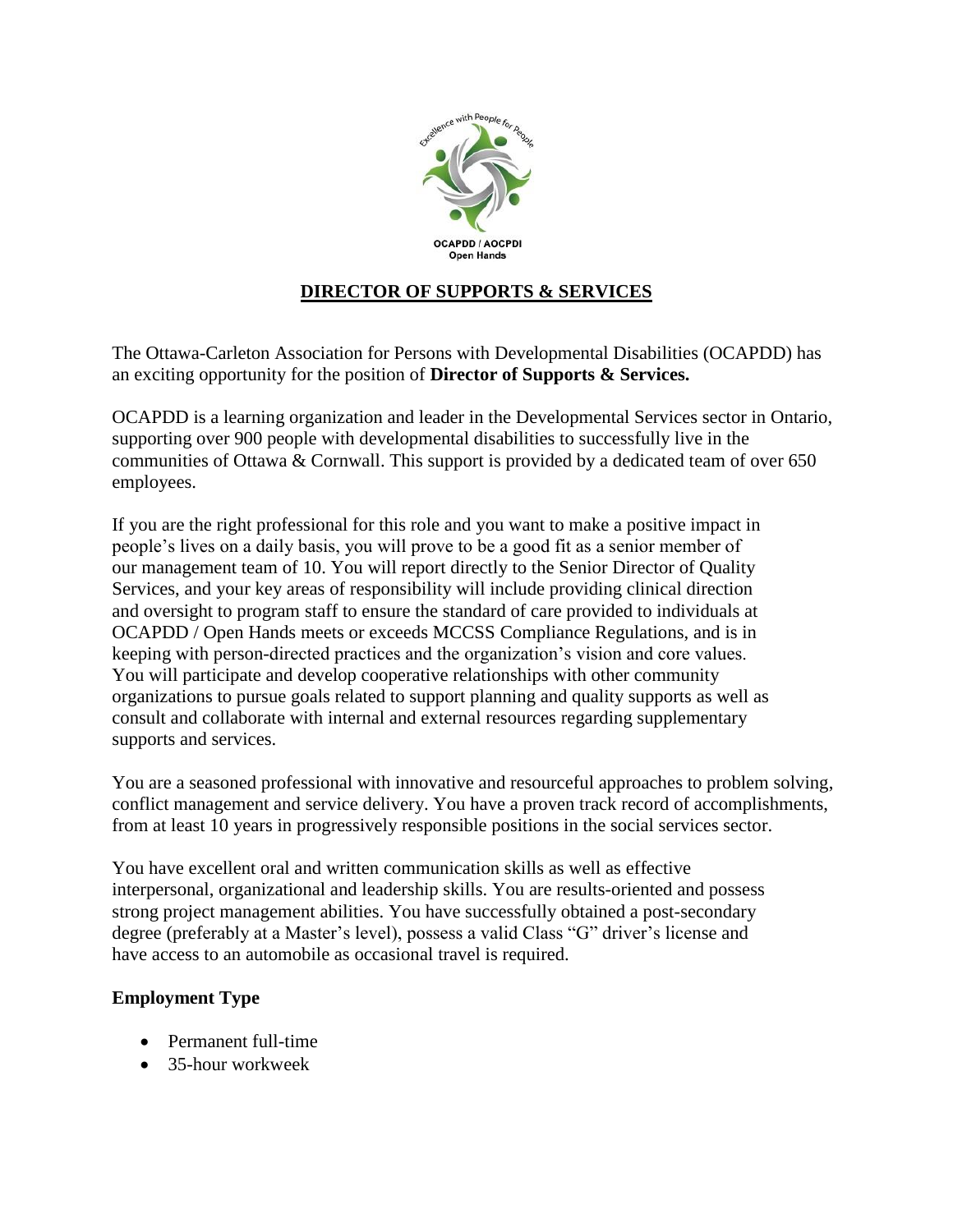Excellence with People for People

OCAPDD / AOCPDI
Open Hands

# DIRECTOR OF SUPPORTS & SERVICES

The Ottawa-Carleton Association for Persons with Developmental Disabilities (OCAPDD) has an exciting opportunity for the position of **Director of Supports & Services.**

OCAPDD is a learning organization and leader in the Developmental Services sector in Ontario, supporting over 900 people with developmental disabilities to successfully live in the communities of Ottawa & Cornwall. This support is provided by a dedicated team of over 650 employees.

If you are the right professional for this role and you want to make a positive impact in people's lives on a daily basis, you will prove to be a good fit as a senior member of our management team of 10. You will report directly to the Senior Director of Quality Services, and your key areas of responsibility will include providing clinical direction and oversight to program staff to ensure the standard of care provided to individuals at OCAPDD / Open Hands meets or exceeds MCCSS Compliance Regulations, and is in keeping with person-directed practices and the organization's vision and core values. You will participate and develop cooperative relationships with other community organizations to pursue goals related to support planning and quality supports as well as consult and collaborate with internal and external resources regarding supplementary supports and services.

You are a seasoned professional with innovative and resourceful approaches to problem solving, conflict management and service delivery. You have a proven track record of accomplishments, from at least 10 years in progressively responsible positions in the social services sector.

You have excellent oral and written communication skills as well as effective interpersonal, organizational and leadership skills. You are results-oriented and possess strong project management abilities. You have successfully obtained a post-secondary degree (preferably at a Master's level), possess a valid Class "G" driver's license and have access to an automobile as occasional travel is required.

### Employment Type

- Permanent full-time
- 35-hour workweek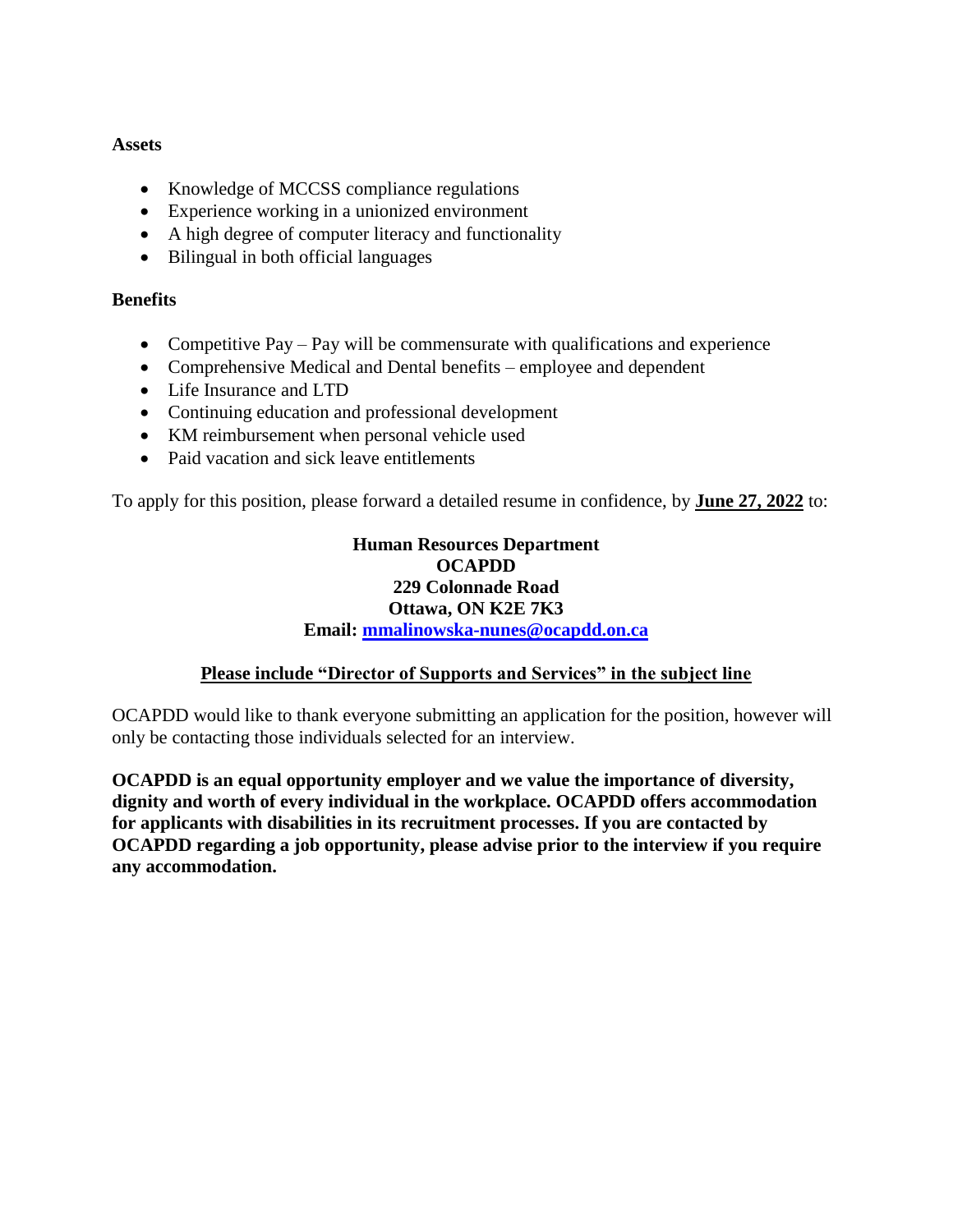**Assets**

- Knowledge of MCCSS compliance regulations
- Experience working in a unionized environment
- A high degree of computer literacy and functionality
- Bilingual in both official languages

**Benefits**

- Competitive Pay – Pay will be commensurate with qualifications and experience
- Comprehensive Medical and Dental benefits – employee and dependent
- Life Insurance and LTD
- Continuing education and professional development
- KM reimbursement when personal vehicle used
- Paid vacation and sick leave entitlements

To apply for this position, please forward a detailed resume in confidence, by **June 27, 2022** to:

**Human Resources Department**
**OCAPDD**
**229 Colonnade Road**
**Ottawa, ON K2E 7K3**
**Email: mmalinowska-nunes@ocapdd.on.ca**

**Please include "Director of Supports and Services" in the subject line**

OCAPDD would like to thank everyone submitting an application for the position, however will only be contacting those individuals selected for an interview.

**OCAPDD is an equal opportunity employer and we value the importance of diversity, dignity and worth of every individual in the workplace. OCAPDD offers accommodation for applicants with disabilities in its recruitment processes. If you are contacted by OCAPDD regarding a job opportunity, please advise prior to the interview if you require any accommodation.**